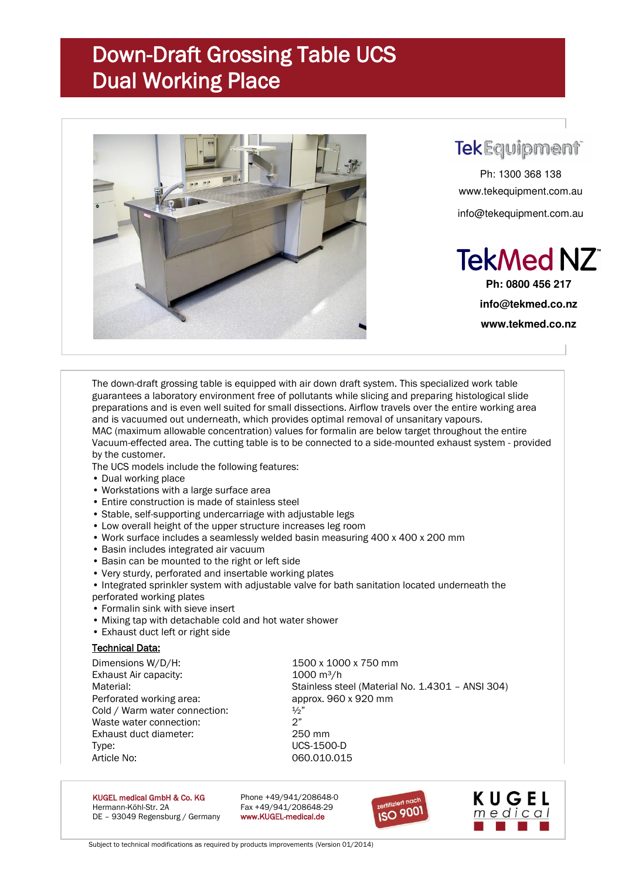# Down-Draft Grossing Table UCS Dual Working Place

TekEquipment

Ph: 1300 368 138

www.tekequipment.com.au

info@tekequipment.com.au

TekMed NZ

**Ph: 0800 456 217**

**info@tekmed.co.nz**

**www.tekmed.co.nz**

The down-draft grossing table is equipped with air down draft system. This specialized work table guarantees a laboratory environment free of pollutants while slicing and preparing histological slide preparations and is even well suited for small dissections. Airflow travels over the entire working area and is vacuumed out underneath, which provides optimal removal of unsanitary vapours.
MAC (maximum allowable concentration) values for formalin are below target throughout the entire Vacuum-effected area. The cutting table is to be connected to a side-mounted exhaust system - provided by the customer.
The UCS models include the following features:

- Dual working place
- Workstations with a large surface area
- Entire construction is made of stainless steel
- Stable, self-supporting undercarriage with adjustable legs
- Low overall height of the upper structure increases leg room
- Work surface includes a seamlessly welded basin measuring 400 x 400 x 200 mm
- Basin includes integrated air vacuum
- Basin can be mounted to the right or left side
- Very sturdy, perforated and insertable working plates
- Integrated sprinkler system with adjustable valve for bath sanitation located underneath the perforated working plates
- Formalin sink with sieve insert
- Mixing tap with detachable cold and hot water shower
- Exhaust duct left or right side

**Technical Data:**

| | |
|---|---|
| Dimensions W/D/H: | 1500 x 1000 x 750 mm |
| Exhaust Air capacity: | 1000 m³/h |
| Material: | Stainless steel (Material No. 1.4301 – ANSI 304) |
| Perforated working area: | approx. 960 x 920 mm |
| Cold / Warm water connection: | ½" |
| Waste water connection: | 2" |
| Exhaust duct diameter: | 250 mm |
| Type: | UCS-1500-D |
| Article No: | 060.010.015 |

KUGEL medical GmbH & Co. KG
Hermann-Köhl-Str. 2A
DE – 93049 Regensburg / Germany

Phone +49/941/208648-0
Fax +49/941/208648-29
www.KUGEL-medical.de

zertifiziert nach ISO 9001

KUGEL medical

Subject to technical modifications as required by products improvements (Version 01/2014)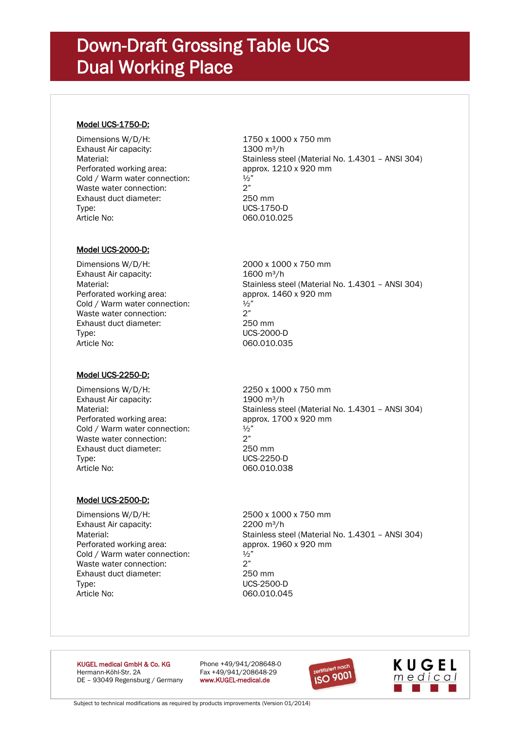# Down-Draft Grossing Table UCS Dual Working Place

### Model UCS-1750-D:

| | |
|---|---|
| Dimensions W/D/H: | 1750 x 1000 x 750 mm |
| Exhaust Air capacity: | 1300 m³/h |
| Material: | Stainless steel (Material No. 1.4301 – ANSI 304) |
| Perforated working area: | approx. 1210 x 920 mm |
| Cold / Warm water connection: | ½” |
| Waste water connection: | 2” |
| Exhaust duct diameter: | 250 mm |
| Type: | UCS-1750-D |
| Article No: | 060.010.025 |

### Model UCS-2000-D:

| | |
|---|---|
| Dimensions W/D/H: | 2000 x 1000 x 750 mm |
| Exhaust Air capacity: | 1600 m³/h |
| Material: | Stainless steel (Material No. 1.4301 – ANSI 304) |
| Perforated working area: | approx. 1460 x 920 mm |
| Cold / Warm water connection: | ½” |
| Waste water connection: | 2” |
| Exhaust duct diameter: | 250 mm |
| Type: | UCS-2000-D |
| Article No: | 060.010.035 |

### Model UCS-2250-D:

| | |
|---|---|
| Dimensions W/D/H: | 2250 x 1000 x 750 mm |
| Exhaust Air capacity: | 1900 m³/h |
| Material: | Stainless steel (Material No. 1.4301 – ANSI 304) |
| Perforated working area: | approx. 1700 x 920 mm |
| Cold / Warm water connection: | ½” |
| Waste water connection: | 2” |
| Exhaust duct diameter: | 250 mm |
| Type: | UCS-2250-D |
| Article No: | 060.010.038 |

### Model UCS-2500-D:

| | |
|---|---|
| Dimensions W/D/H: | 2500 x 1000 x 750 mm |
| Exhaust Air capacity: | 2200 m³/h |
| Material: | Stainless steel (Material No. 1.4301 – ANSI 304) |
| Perforated working area: | approx. 1960 x 920 mm |
| Cold / Warm water connection: | ½” |
| Waste water connection: | 2” |
| Exhaust duct diameter: | 250 mm |
| Type: | UCS-2500-D |
| Article No: | 060.010.045 |

**KUGEL medical GmbH & Co. KG**
Hermann-Köhl-Str. 2A
DE – 93049 Regensburg / Germany

Phone +49/941/208648-0
Fax +49/941/208648-29
www.KUGEL-medical.de

zertifiziert nach ISO 9001

KUGEL medical

Subject to technical modifications as required by products improvements (Version 01/2014)